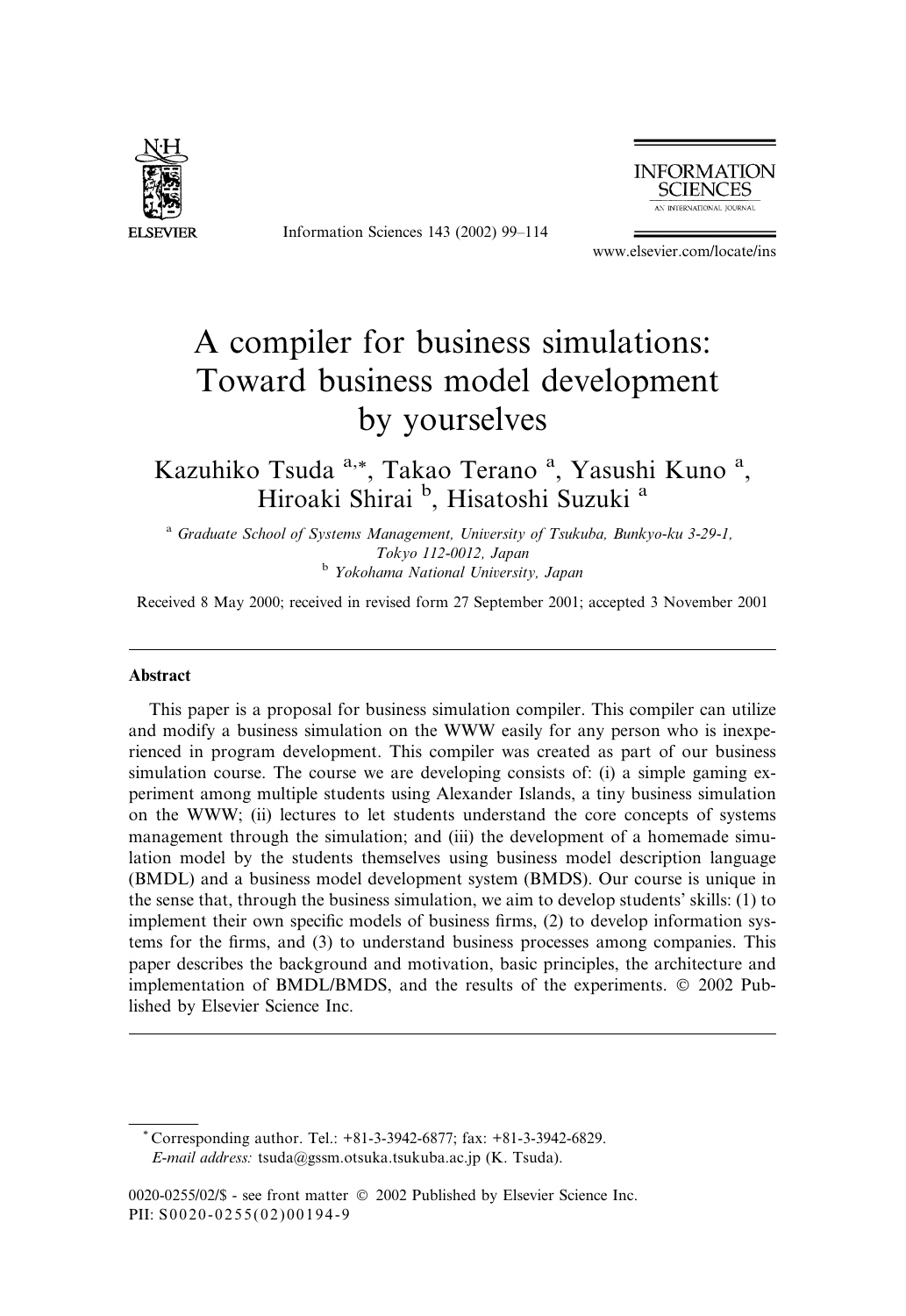# A compiler for business simulations: Toward business model development by yourselves

Kazuhiko Tsuda [a,*], Takao Terano [a], Yasushi Kuno [a], Hiroaki Shirai [b], Hisatoshi Suzuki [a]

[a] *Graduate School of Systems Management, University of Tsukuba, Bunkyo-ku 3-29-1, Tokyo 112-0012, Japan*

[b] *Yokohama National University, Japan*

Received 8 May 2000; received in revised form 27 September 2001; accepted 3 November 2001

## Abstract

This paper is a proposal for business simulation compiler. This compiler can utilize and modify a business simulation on the WWW easily for any person who is inexperienced in program development. This compiler was created as part of our business simulation course. The course we are developing consists of: (i) a simple gaming experiment among multiple students using Alexander Islands, a tiny business simulation on the WWW; (ii) lectures to let students understand the core concepts of systems management through the simulation; and (iii) the development of a homemade simulation model by the students themselves using business model description language (BMDL) and a business model development system (BMDS). Our course is unique in the sense that, through the business simulation, we aim to develop students' skills: (1) to implement their own specific models of business firms, (2) to develop information systems for the firms, and (3) to understand business processes among companies. This paper describes the background and motivation, basic principles, the architecture and implementation of BMDL/BMDS, and the results of the experiments. © 2002 Published by Elsevier Science Inc.

---

* Corresponding author. Tel.: +81-3-3942-6877; fax: +81-3-3942-6829.
*E-mail address:* tsuda@gssm.otsuka.tsukuba.ac.jp (K. Tsuda).

0020-0255/02/$ - see front matter © 2002 Published by Elsevier Science Inc.
PII: S0020-0255(02)00194-9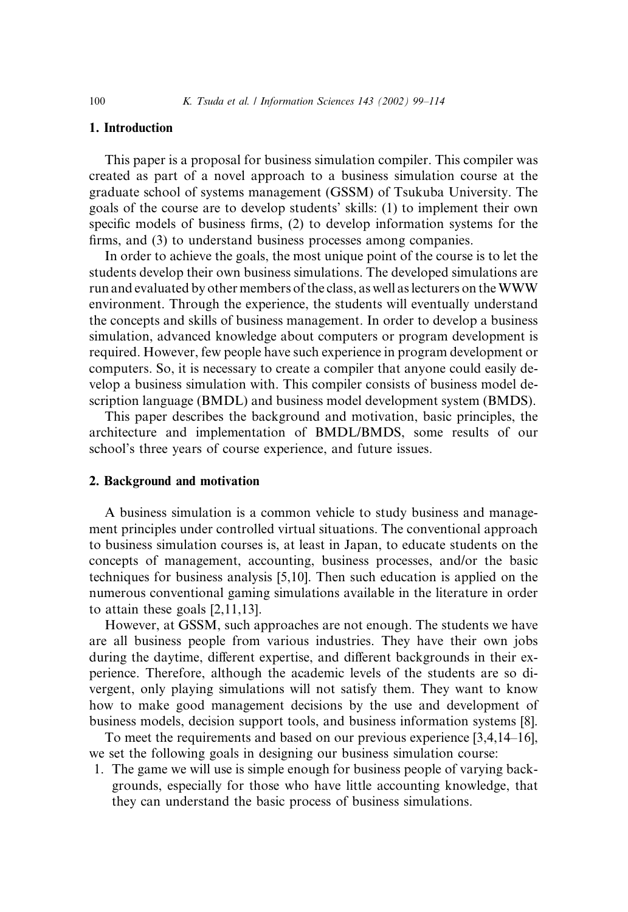## 1. Introduction

This paper is a proposal for business simulation compiler. This compiler was created as part of a novel approach to a business simulation course at the graduate school of systems management (GSSM) of Tsukuba University. The goals of the course are to develop students' skills: (1) to implement their own specific models of business firms, (2) to develop information systems for the firms, and (3) to understand business processes among companies.

In order to achieve the goals, the most unique point of the course is to let the students develop their own business simulations. The developed simulations are run and evaluated by other members of the class, as well as lecturers on the WWW environment. Through the experience, the students will eventually understand the concepts and skills of business management. In order to develop a business simulation, advanced knowledge about computers or program development is required. However, few people have such experience in program development or computers. So, it is necessary to create a compiler that anyone could easily develop a business simulation with. This compiler consists of business model description language (BMDL) and business model development system (BMDS).

This paper describes the background and motivation, basic principles, the architecture and implementation of BMDL/BMDS, some results of our school's three years of course experience, and future issues.

## 2. Background and motivation

A business simulation is a common vehicle to study business and management principles under controlled virtual situations. The conventional approach to business simulation courses is, at least in Japan, to educate students on the concepts of management, accounting, business processes, and/or the basic techniques for business analysis [5,10]. Then such education is applied on the numerous conventional gaming simulations available in the literature in order to attain these goals [2,11,13].

However, at GSSM, such approaches are not enough. The students we have are all business people from various industries. They have their own jobs during the daytime, different expertise, and different backgrounds in their experience. Therefore, although the academic levels of the students are so divergent, only playing simulations will not satisfy them. They want to know how to make good management decisions by the use and development of business models, decision support tools, and business information systems [8].

To meet the requirements and based on our previous experience [3,4,14–16], we set the following goals in designing our business simulation course:

1. The game we will use is simple enough for business people of varying backgrounds, especially for those who have little accounting knowledge, that they can understand the basic process of business simulations.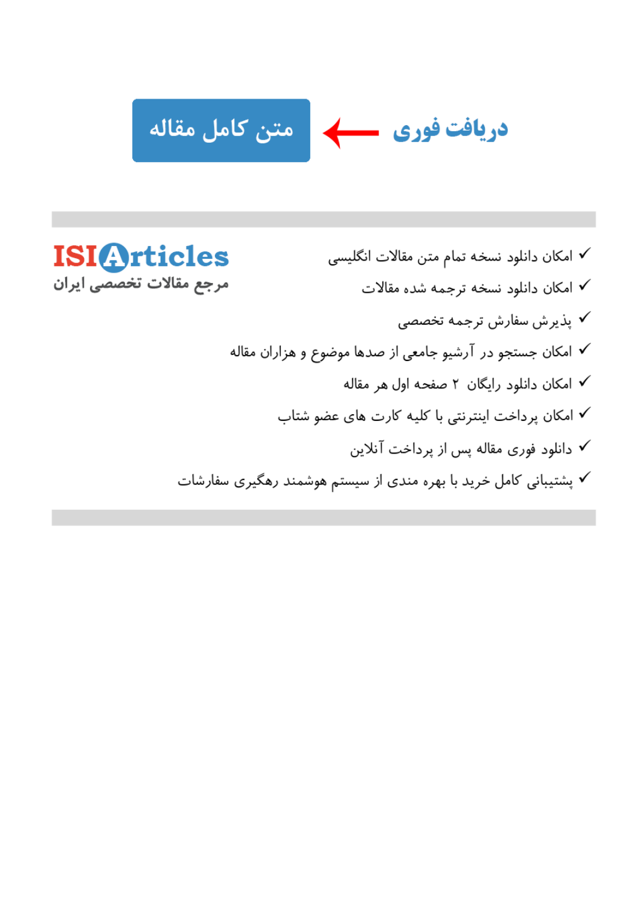دریافت فوری ← متن کامل مقاله

**ISIArticles**
مرجع مقالات تخصصی ایران

- ✓ امکان دانلود نسخه تمام متن مقالات انگلیسی
- ✓ امکان دانلود نسخه ترجمه شده مقالات
- ✓ پذیرش سفارش ترجمه تخصصی
- ✓ امکان جستجو در آرشیو جامعی از صدها موضوع و هزاران مقاله
- ✓ امکان دانلود رایگان ۲ صفحه اول هر مقاله
- ✓ امکان پرداخت اینترنتی با کلیه کارت های عضو شتاب
- ✓ دانلود فوری مقاله پس از پرداخت آنلاین
- ✓ پشتیبانی کامل خرید با بهره مندی از سیستم هوشمند رهگیری سفارشات